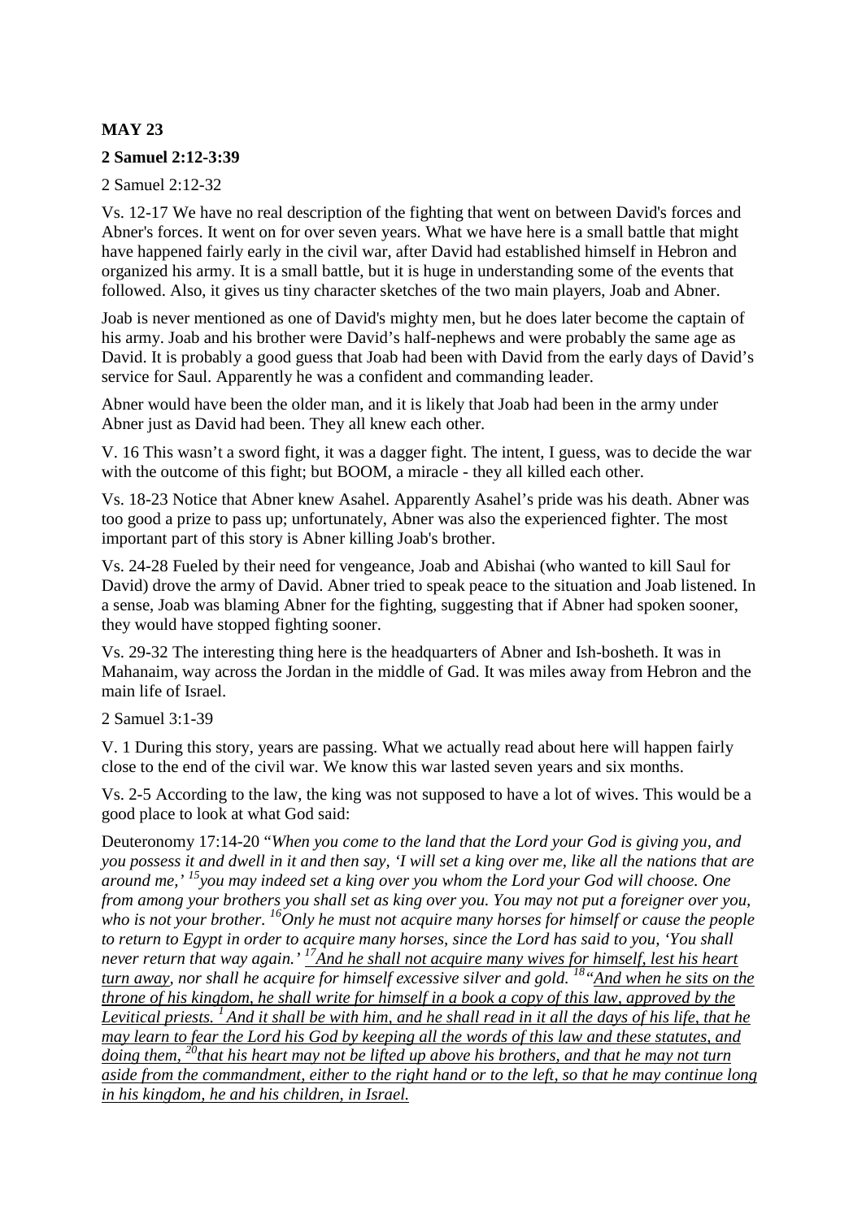**MAY 23**

**2 Samuel 2:12-3:39**

2 Samuel 2:12-32

Vs. 12-17 We have no real description of the fighting that went on between David's forces and Abner's forces. It went on for over seven years. What we have here is a small battle that might have happened fairly early in the civil war, after David had established himself in Hebron and organized his army. It is a small battle, but it is huge in understanding some of the events that followed. Also, it gives us tiny character sketches of the two main players, Joab and Abner.

Joab is never mentioned as one of David's mighty men, but he does later become the captain of his army. Joab and his brother were David's half-nephews and were probably the same age as David. It is probably a good guess that Joab had been with David from the early days of David's service for Saul. Apparently he was a confident and commanding leader.

Abner would have been the older man, and it is likely that Joab had been in the army under Abner just as David had been. They all knew each other.

V. 16 This wasn't a sword fight, it was a dagger fight. The intent, I guess, was to decide the war with the outcome of this fight; but BOOM, a miracle - they all killed each other.

Vs. 18-23 Notice that Abner knew Asahel. Apparently Asahel's pride was his death. Abner was too good a prize to pass up; unfortunately, Abner was also the experienced fighter. The most important part of this story is Abner killing Joab's brother.

Vs. 24-28 Fueled by their need for vengeance, Joab and Abishai (who wanted to kill Saul for David) drove the army of David. Abner tried to speak peace to the situation and Joab listened. In a sense, Joab was blaming Abner for the fighting, suggesting that if Abner had spoken sooner, they would have stopped fighting sooner.

Vs. 29-32 The interesting thing here is the headquarters of Abner and Ish-bosheth. It was in Mahanaim, way across the Jordan in the middle of Gad. It was miles away from Hebron and the main life of Israel.

2 Samuel 3:1-39

V. 1 During this story, years are passing. What we actually read about here will happen fairly close to the end of the civil war. We know this war lasted seven years and six months.

Vs. 2-5 According to the law, the king was not supposed to have a lot of wives. This would be a good place to look at what God said:

Deuteronomy 17:14-20 "*When you come to the land that the Lord your God is giving you, and you possess it and dwell in it and then say, 'I will set a king over me, like all the nations that are around me,'* [15]*you may indeed set a king over you whom the Lord your God will choose. One from among your brothers you shall set as king over you. You may not put a foreigner over you, who is not your brother.* [16]*Only he must not acquire many horses for himself or cause the people to return to Egypt in order to acquire many horses, since the Lord has said to you, 'You shall never return that way again.'* [17]*<u>And he shall not acquire many wives for himself, lest his heart turn away</u>, nor shall he acquire for himself excessive silver and gold.* [18]*"<u>And when he sits on the throne of his kingdom, he shall write for himself in a book a copy of this law, approved by the Levitical priests.</u>* [1]*<u>And it shall be with him, and he shall read in it all the days of his life, that he may learn to fear the Lord his God by keeping all the words of this law and these statutes, and doing them,</u>* [20]*<u>that his heart may not be lifted up above his brothers, and that he may not turn aside from the commandment, either to the right hand or to the left, so that he may continue long in his kingdom, he and his children, in Israel.</u>*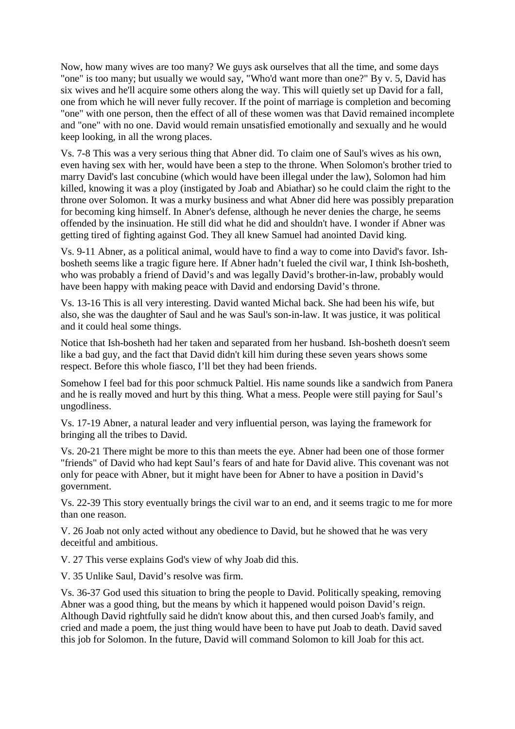Now, how many wives are too many? We guys ask ourselves that all the time, and some days "one" is too many; but usually we would say, "Who'd want more than one?" By v. 5, David has six wives and he'll acquire some others along the way. This will quietly set up David for a fall, one from which he will never fully recover. If the point of marriage is completion and becoming "one" with one person, then the effect of all of these women was that David remained incomplete and "one" with no one. David would remain unsatisfied emotionally and sexually and he would keep looking, in all the wrong places.

Vs. 7-8 This was a very serious thing that Abner did. To claim one of Saul's wives as his own, even having sex with her, would have been a step to the throne. When Solomon's brother tried to marry David's last concubine (which would have been illegal under the law), Solomon had him killed, knowing it was a ploy (instigated by Joab and Abiathar) so he could claim the right to the throne over Solomon. It was a murky business and what Abner did here was possibly preparation for becoming king himself. In Abner's defense, although he never denies the charge, he seems offended by the insinuation. He still did what he did and shouldn't have. I wonder if Abner was getting tired of fighting against God. They all knew Samuel had anointed David king.

Vs. 9-11 Abner, as a political animal, would have to find a way to come into David's favor. Ish-bosheth seems like a tragic figure here. If Abner hadn't fueled the civil war, I think Ish-bosheth, who was probably a friend of David's and was legally David's brother-in-law, probably would have been happy with making peace with David and endorsing David's throne.

Vs. 13-16 This is all very interesting. David wanted Michal back. She had been his wife, but also, she was the daughter of Saul and he was Saul's son-in-law. It was justice, it was political and it could heal some things.

Notice that Ish-bosheth had her taken and separated from her husband. Ish-bosheth doesn't seem like a bad guy, and the fact that David didn't kill him during these seven years shows some respect. Before this whole fiasco, I'll bet they had been friends.

Somehow I feel bad for this poor schmuck Paltiel. His name sounds like a sandwich from Panera and he is really moved and hurt by this thing. What a mess. People were still paying for Saul's ungodliness.

Vs. 17-19 Abner, a natural leader and very influential person, was laying the framework for bringing all the tribes to David.

Vs. 20-21 There might be more to this than meets the eye. Abner had been one of those former "friends" of David who had kept Saul's fears of and hate for David alive. This covenant was not only for peace with Abner, but it might have been for Abner to have a position in David's government.

Vs. 22-39 This story eventually brings the civil war to an end, and it seems tragic to me for more than one reason.

V. 26 Joab not only acted without any obedience to David, but he showed that he was very deceitful and ambitious.

V. 27 This verse explains God's view of why Joab did this.

V. 35 Unlike Saul, David's resolve was firm.

Vs. 36-37 God used this situation to bring the people to David. Politically speaking, removing Abner was a good thing, but the means by which it happened would poison David's reign. Although David rightfully said he didn't know about this, and then cursed Joab's family, and cried and made a poem, the just thing would have been to have put Joab to death. David saved this job for Solomon. In the future, David will command Solomon to kill Joab for this act.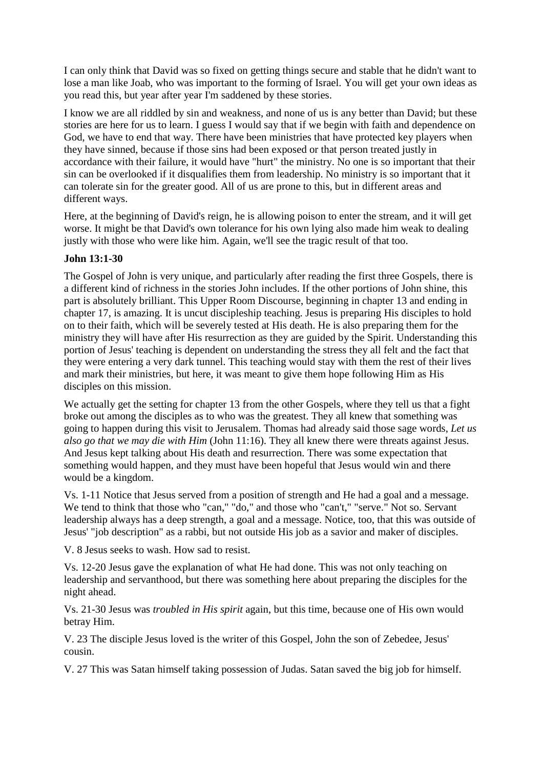I can only think that David was so fixed on getting things secure and stable that he didn't want to lose a man like Joab, who was important to the forming of Israel. You will get your own ideas as you read this, but year after year I'm saddened by these stories.

I know we are all riddled by sin and weakness, and none of us is any better than David; but these stories are here for us to learn. I guess I would say that if we begin with faith and dependence on God, we have to end that way. There have been ministries that have protected key players when they have sinned, because if those sins had been exposed or that person treated justly in accordance with their failure, it would have "hurt" the ministry. No one is so important that their sin can be overlooked if it disqualifies them from leadership. No ministry is so important that it can tolerate sin for the greater good. All of us are prone to this, but in different areas and different ways.

Here, at the beginning of David's reign, he is allowing poison to enter the stream, and it will get worse. It might be that David's own tolerance for his own lying also made him weak to dealing justly with those who were like him. Again, we'll see the tragic result of that too.

**John 13:1-30**

The Gospel of John is very unique, and particularly after reading the first three Gospels, there is a different kind of richness in the stories John includes. If the other portions of John shine, this part is absolutely brilliant. This Upper Room Discourse, beginning in chapter 13 and ending in chapter 17, is amazing. It is uncut discipleship teaching. Jesus is preparing His disciples to hold on to their faith, which will be severely tested at His death. He is also preparing them for the ministry they will have after His resurrection as they are guided by the Spirit. Understanding this portion of Jesus' teaching is dependent on understanding the stress they all felt and the fact that they were entering a very dark tunnel. This teaching would stay with them the rest of their lives and mark their ministries, but here, it was meant to give them hope following Him as His disciples on this mission.

We actually get the setting for chapter 13 from the other Gospels, where they tell us that a fight broke out among the disciples as to who was the greatest. They all knew that something was going to happen during this visit to Jerusalem. Thomas had already said those sage words, *Let us also go that we may die with Him* (John 11:16). They all knew there were threats against Jesus. And Jesus kept talking about His death and resurrection. There was some expectation that something would happen, and they must have been hopeful that Jesus would win and there would be a kingdom.

Vs. 1-11 Notice that Jesus served from a position of strength and He had a goal and a message. We tend to think that those who "can," "do," and those who "can't," "serve." Not so. Servant leadership always has a deep strength, a goal and a message. Notice, too, that this was outside of Jesus' "job description" as a rabbi, but not outside His job as a savior and maker of disciples.

V. 8 Jesus seeks to wash. How sad to resist.

Vs. 12-20 Jesus gave the explanation of what He had done. This was not only teaching on leadership and servanthood, but there was something here about preparing the disciples for the night ahead.

Vs. 21-30 Jesus was *troubled in His spirit* again, but this time, because one of His own would betray Him.

V. 23 The disciple Jesus loved is the writer of this Gospel, John the son of Zebedee, Jesus' cousin.

V. 27 This was Satan himself taking possession of Judas. Satan saved the big job for himself.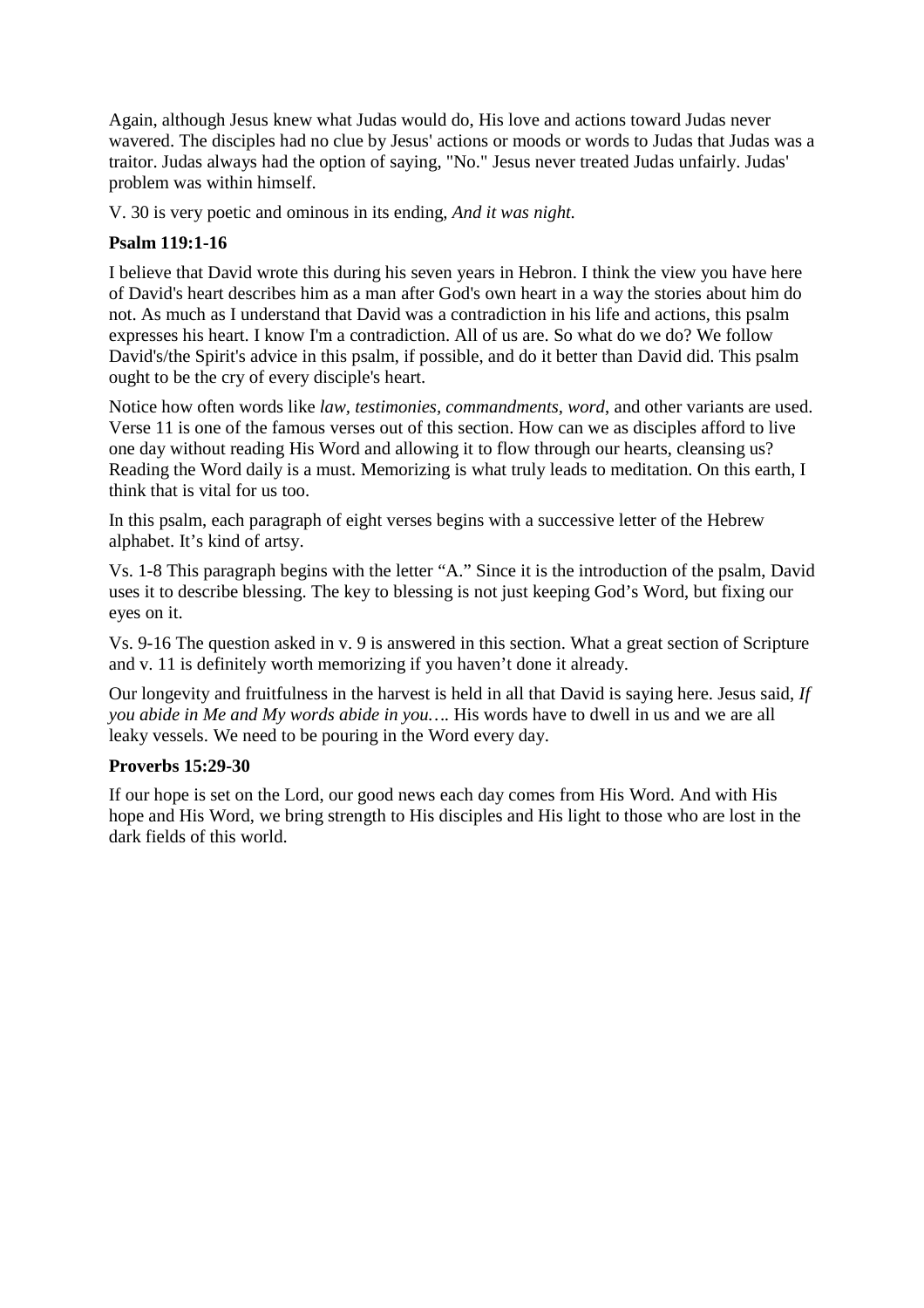Again, although Jesus knew what Judas would do, His love and actions toward Judas never wavered. The disciples had no clue by Jesus' actions or moods or words to Judas that Judas was a traitor. Judas always had the option of saying, "No." Jesus never treated Judas unfairly. Judas' problem was within himself.

V. 30 is very poetic and ominous in its ending, *And it was night.*

**Psalm 119:1-16**

I believe that David wrote this during his seven years in Hebron. I think the view you have here of David's heart describes him as a man after God's own heart in a way the stories about him do not. As much as I understand that David was a contradiction in his life and actions, this psalm expresses his heart. I know I'm a contradiction. All of us are. So what do we do? We follow David's/the Spirit's advice in this psalm, if possible, and do it better than David did. This psalm ought to be the cry of every disciple's heart.

Notice how often words like *law, testimonies, commandments, word*, and other variants are used. Verse 11 is one of the famous verses out of this section. How can we as disciples afford to live one day without reading His Word and allowing it to flow through our hearts, cleansing us? Reading the Word daily is a must. Memorizing is what truly leads to meditation. On this earth, I think that is vital for us too.

In this psalm, each paragraph of eight verses begins with a successive letter of the Hebrew alphabet. It's kind of artsy.

Vs. 1-8 This paragraph begins with the letter "A." Since it is the introduction of the psalm, David uses it to describe blessing. The key to blessing is not just keeping God's Word, but fixing our eyes on it.

Vs. 9-16 The question asked in v. 9 is answered in this section. What a great section of Scripture and v. 11 is definitely worth memorizing if you haven't done it already.

Our longevity and fruitfulness in the harvest is held in all that David is saying here. Jesus said, *If you abide in Me and My words abide in you….* His words have to dwell in us and we are all leaky vessels. We need to be pouring in the Word every day.

**Proverbs 15:29-30**

If our hope is set on the Lord, our good news each day comes from His Word. And with His hope and His Word, we bring strength to His disciples and His light to those who are lost in the dark fields of this world.